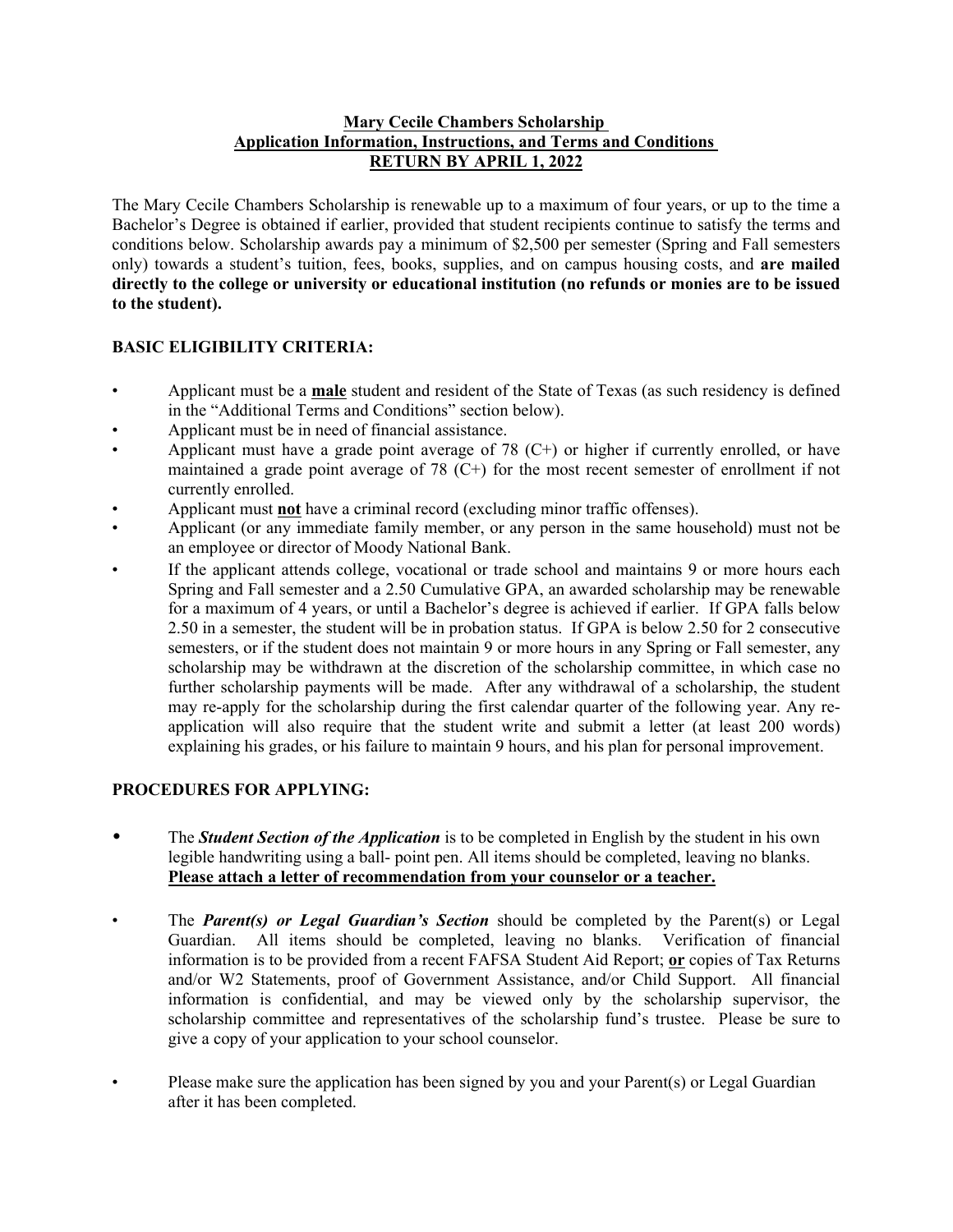**Mary Cecile Chambers Scholarship**
**Application Information, Instructions, and Terms and Conditions**
**RETURN BY APRIL 1, 2022**

The Mary Cecile Chambers Scholarship is renewable up to a maximum of four years, or up to the time a Bachelor's Degree is obtained if earlier, provided that student recipients continue to satisfy the terms and conditions below. Scholarship awards pay a minimum of $2,500 per semester (Spring and Fall semesters only) towards a student's tuition, fees, books, supplies, and on campus housing costs, and **are mailed directly to the college or university or educational institution (no refunds or monies are to be issued to the student).**

### BASIC ELIGIBILITY CRITERIA:

- Applicant must be a **male** student and resident of the State of Texas (as such residency is defined in the "Additional Terms and Conditions" section below).
- Applicant must be in need of financial assistance.
- Applicant must have a grade point average of 78 (C+) or higher if currently enrolled, or have maintained a grade point average of 78 (C+) for the most recent semester of enrollment if not currently enrolled.
- Applicant must **not** have a criminal record (excluding minor traffic offenses).
- Applicant (or any immediate family member, or any person in the same household) must not be an employee or director of Moody National Bank.
- If the applicant attends college, vocational or trade school and maintains 9 or more hours each Spring and Fall semester and a 2.50 Cumulative GPA, an awarded scholarship may be renewable for a maximum of 4 years, or until a Bachelor's degree is achieved if earlier. If GPA falls below 2.50 in a semester, the student will be in probation status. If GPA is below 2.50 for 2 consecutive semesters, or if the student does not maintain 9 or more hours in any Spring or Fall semester, any scholarship may be withdrawn at the discretion of the scholarship committee, in which case no further scholarship payments will be made. After any withdrawal of a scholarship, the student may re-apply for the scholarship during the first calendar quarter of the following year. Any re-application will also require that the student write and submit a letter (at least 200 words) explaining his grades, or his failure to maintain 9 hours, and his plan for personal improvement.

### PROCEDURES FOR APPLYING:

- The ***Student Section of the Application*** is to be completed in English by the student in his own legible handwriting using a ball- point pen. All items should be completed, leaving no blanks. **Please attach a letter of recommendation from your counselor or a teacher.**
- The ***Parent(s) or Legal Guardian's Section*** should be completed by the Parent(s) or Legal Guardian. All items should be completed, leaving no blanks. Verification of financial information is to be provided from a recent FAFSA Student Aid Report; **or** copies of Tax Returns and/or W2 Statements, proof of Government Assistance, and/or Child Support. All financial information is confidential, and may be viewed only by the scholarship supervisor, the scholarship committee and representatives of the scholarship fund's trustee. Please be sure to give a copy of your application to your school counselor.
- Please make sure the application has been signed by you and your Parent(s) or Legal Guardian after it has been completed.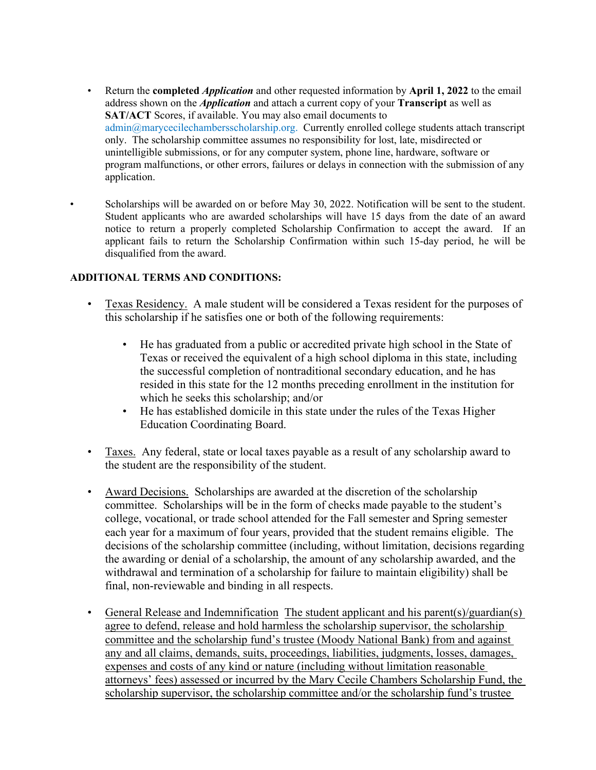- Return the **completed *Application*** and other requested information by **April 1, 2022** to the email address shown on the ***Application*** and attach a current copy of your **Transcript** as well as **SAT/ACT** Scores, if available. You may also email documents to admin@marycecilechambersscholarship.org. Currently enrolled college students attach transcript only. The scholarship committee assumes no responsibility for lost, late, misdirected or unintelligible submissions, or for any computer system, phone line, hardware, software or program malfunctions, or other errors, failures or delays in connection with the submission of any application.

- Scholarships will be awarded on or before May 30, 2022. Notification will be sent to the student. Student applicants who are awarded scholarships will have 15 days from the date of an award notice to return a properly completed Scholarship Confirmation to accept the award. If an applicant fails to return the Scholarship Confirmation within such 15-day period, he will be disqualified from the award.

**ADDITIONAL TERMS AND CONDITIONS:**

- <u>Texas Residency.</u> A male student will be considered a Texas resident for the purposes of this scholarship if he satisfies one or both of the following requirements:

    - He has graduated from a public or accredited private high school in the State of Texas or received the equivalent of a high school diploma in this state, including the successful completion of nontraditional secondary education, and he has resided in this state for the 12 months preceding enrollment in the institution for which he seeks this scholarship; and/or
    - He has established domicile in this state under the rules of the Texas Higher Education Coordinating Board.

- <u>Taxes.</u> Any federal, state or local taxes payable as a result of any scholarship award to the student are the responsibility of the student.

- <u>Award Decisions.</u> Scholarships are awarded at the discretion of the scholarship committee. Scholarships will be in the form of checks made payable to the student's college, vocational, or trade school attended for the Fall semester and Spring semester each year for a maximum of four years, provided that the student remains eligible. The decisions of the scholarship committee (including, without limitation, decisions regarding the awarding or denial of a scholarship, the amount of any scholarship awarded, and the withdrawal and termination of a scholarship for failure to maintain eligibility) shall be final, non-reviewable and binding in all respects.

- <u>General Release and Indemnification</u> <u>The student applicant and his parent(s)/guardian(s) agree to defend, release and hold harmless the scholarship supervisor, the scholarship committee and the scholarship fund's trustee (Moody National Bank) from and against any and all claims, demands, suits, proceedings, liabilities, judgments, losses, damages, expenses and costs of any kind or nature (including without limitation reasonable attorneys' fees) assessed or incurred by the Mary Cecile Chambers Scholarship Fund, the scholarship supervisor, the scholarship committee and/or the scholarship fund's trustee</u>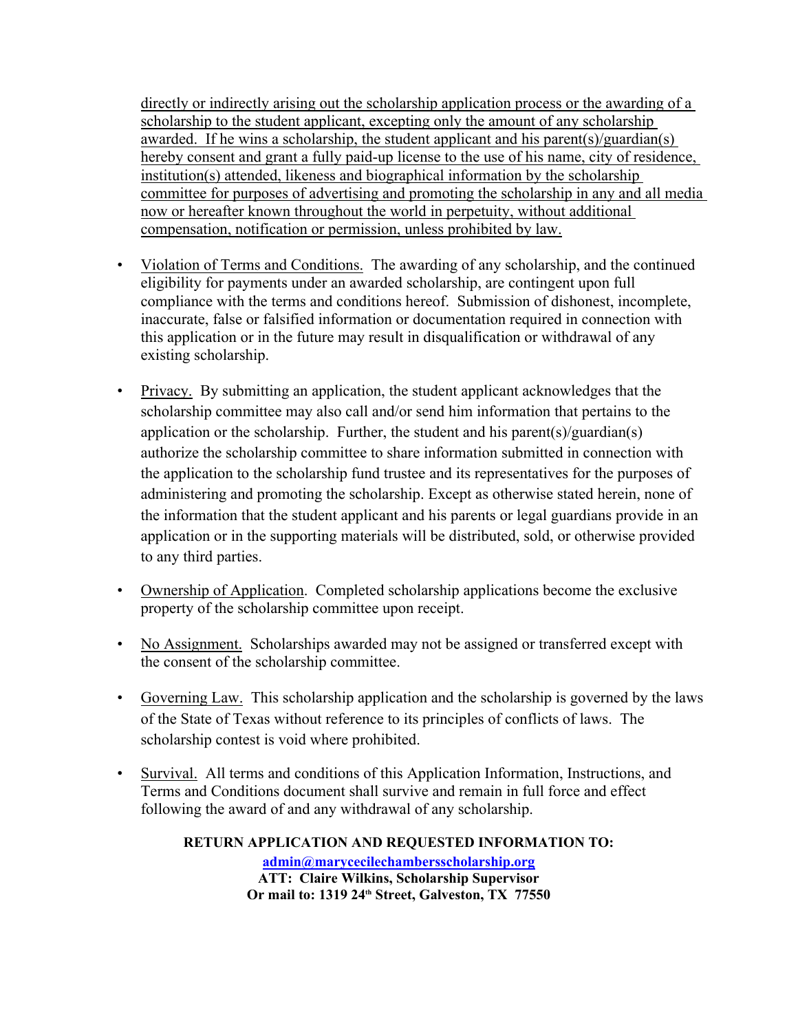directly or indirectly arising out the scholarship application process or the awarding of a scholarship to the student applicant, excepting only the amount of any scholarship awarded. If he wins a scholarship, the student applicant and his parent(s)/guardian(s) hereby consent and grant a fully paid-up license to the use of his name, city of residence, institution(s) attended, likeness and biographical information by the scholarship committee for purposes of advertising and promoting the scholarship in any and all media now or hereafter known throughout the world in perpetuity, without additional compensation, notification or permission, unless prohibited by law.

- Violation of Terms and Conditions. The awarding of any scholarship, and the continued eligibility for payments under an awarded scholarship, are contingent upon full compliance with the terms and conditions hereof. Submission of dishonest, incomplete, inaccurate, false or falsified information or documentation required in connection with this application or in the future may result in disqualification or withdrawal of any existing scholarship.

- Privacy. By submitting an application, the student applicant acknowledges that the scholarship committee may also call and/or send him information that pertains to the application or the scholarship. Further, the student and his parent(s)/guardian(s) authorize the scholarship committee to share information submitted in connection with the application to the scholarship fund trustee and its representatives for the purposes of administering and promoting the scholarship. Except as otherwise stated herein, none of the information that the student applicant and his parents or legal guardians provide in an application or in the supporting materials will be distributed, sold, or otherwise provided to any third parties.

- Ownership of Application. Completed scholarship applications become the exclusive property of the scholarship committee upon receipt.

- No Assignment. Scholarships awarded may not be assigned or transferred except with the consent of the scholarship committee.

- Governing Law. This scholarship application and the scholarship is governed by the laws of the State of Texas without reference to its principles of conflicts of laws. The scholarship contest is void where prohibited.

- Survival. All terms and conditions of this Application Information, Instructions, and Terms and Conditions document shall survive and remain in full force and effect following the award of and any withdrawal of any scholarship.

**RETURN APPLICATION AND REQUESTED INFORMATION TO:**
**admin@marycecilechambersscholarship.org**
**ATT: Claire Wilkins, Scholarship Supervisor**
**Or mail to: 1319 24th Street, Galveston, TX 77550**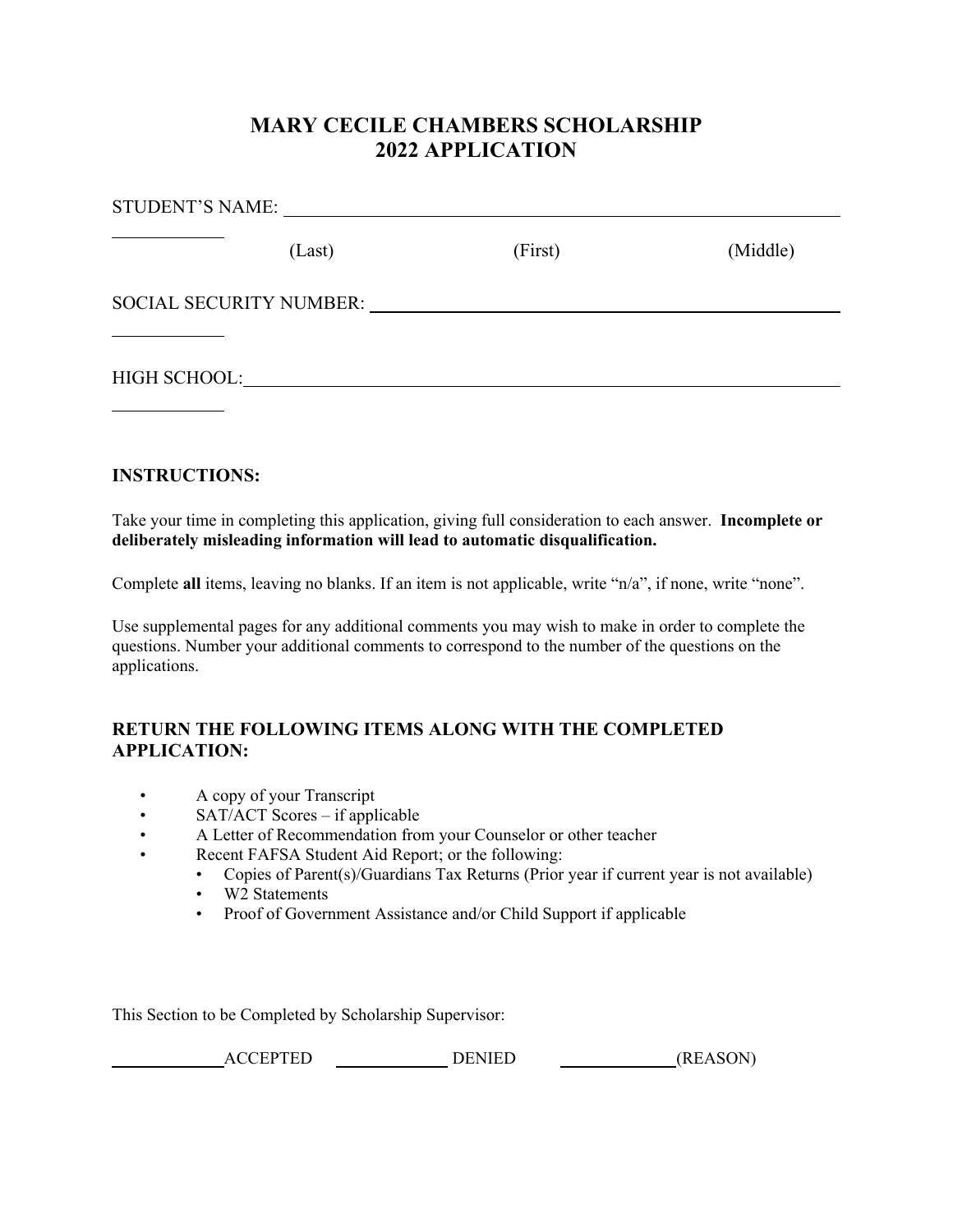# MARY CECILE CHAMBERS SCHOLARSHIP
# 2022 APPLICATION

STUDENT'S NAME: ______________________________________________

(Last) (First) (Middle)

SOCIAL SECURITY NUMBER: ______________________________________

HIGH SCHOOL: ________________________________________________

### INSTRUCTIONS:

Take your time in completing this application, giving full consideration to each answer. **Incomplete or deliberately misleading information will lead to automatic disqualification.**

Complete **all** items, leaving no blanks. If an item is not applicable, write "n/a", if none, write "none".

Use supplemental pages for any additional comments you may wish to make in order to complete the questions. Number your additional comments to correspond to the number of the questions on the applications.

### RETURN THE FOLLOWING ITEMS ALONG WITH THE COMPLETED APPLICATION:

- A copy of your Transcript
- SAT/ACT Scores – if applicable
- A Letter of Recommendation from your Counselor or other teacher
- Recent FAFSA Student Aid Report; or the following:
  - Copies of Parent(s)/Guardians Tax Returns (Prior year if current year is not available)
  - W2 Statements
  - Proof of Government Assistance and/or Child Support if applicable

This Section to be Completed by Scholarship Supervisor:

__________ACCEPTED __________ DENIED __________(REASON)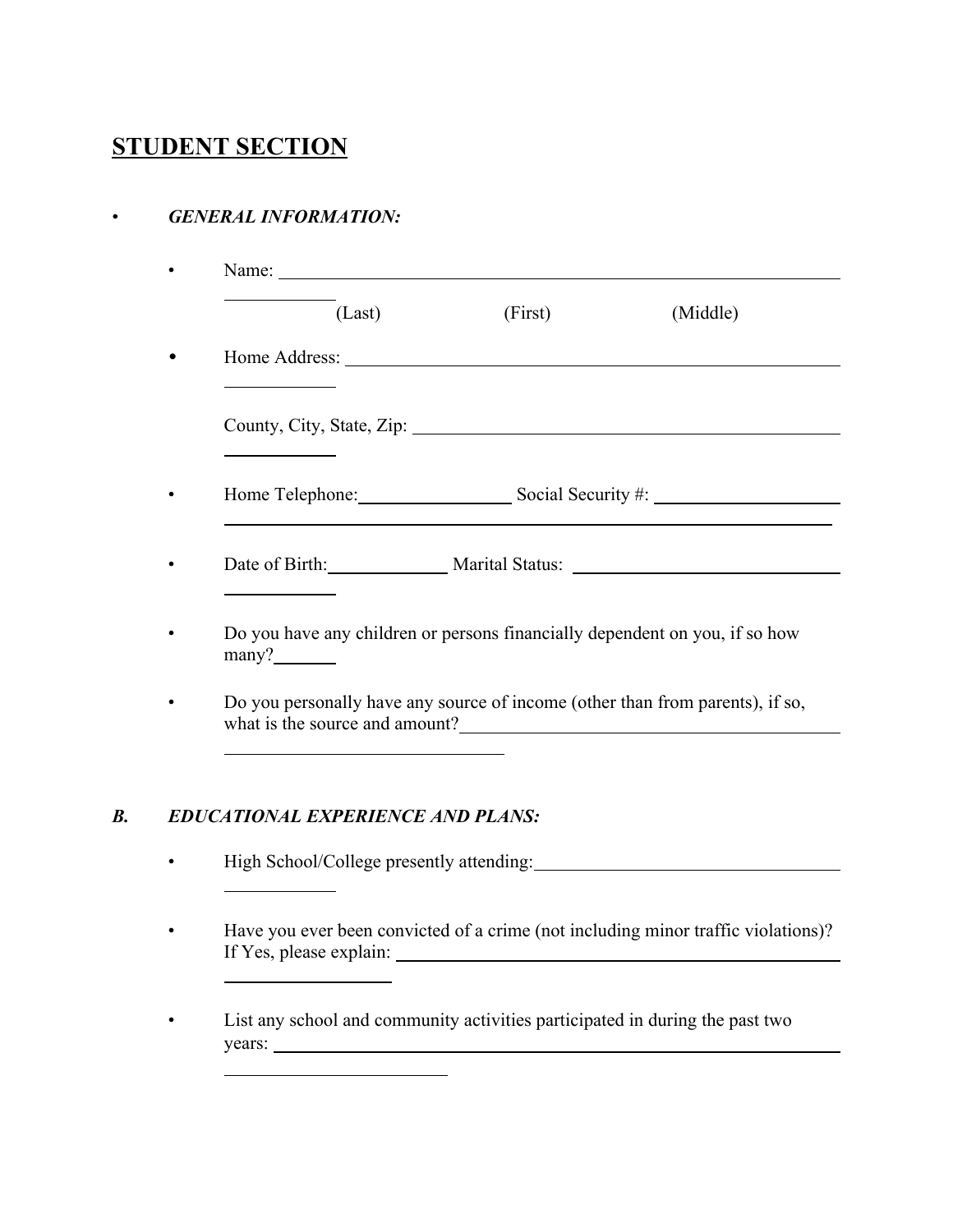## STUDENT SECTION

- ***GENERAL INFORMATION:***

    - Name: ______________________________________________
      (Last) (First) (Middle)

    - Home Address: ______________________________________________

      County, City, State, Zip: ______________________________________________

    - Home Telephone: ________________ Social Security #: ____________________

    - Date of Birth: ____________ Marital Status: ____________________________

    - Do you have any children or persons financially dependent on you, if so how many? _______

    - Do you personally have any source of income (other than from parents), if so, what is the source and amount? ______________________________________________

***B. EDUCATIONAL EXPERIENCE AND PLANS:***

- High School/College presently attending: ______________________________________________

- Have you ever been convicted of a crime (not including minor traffic violations)? If Yes, please explain: ______________________________________________

- List any school and community activities participated in during the past two years: ______________________________________________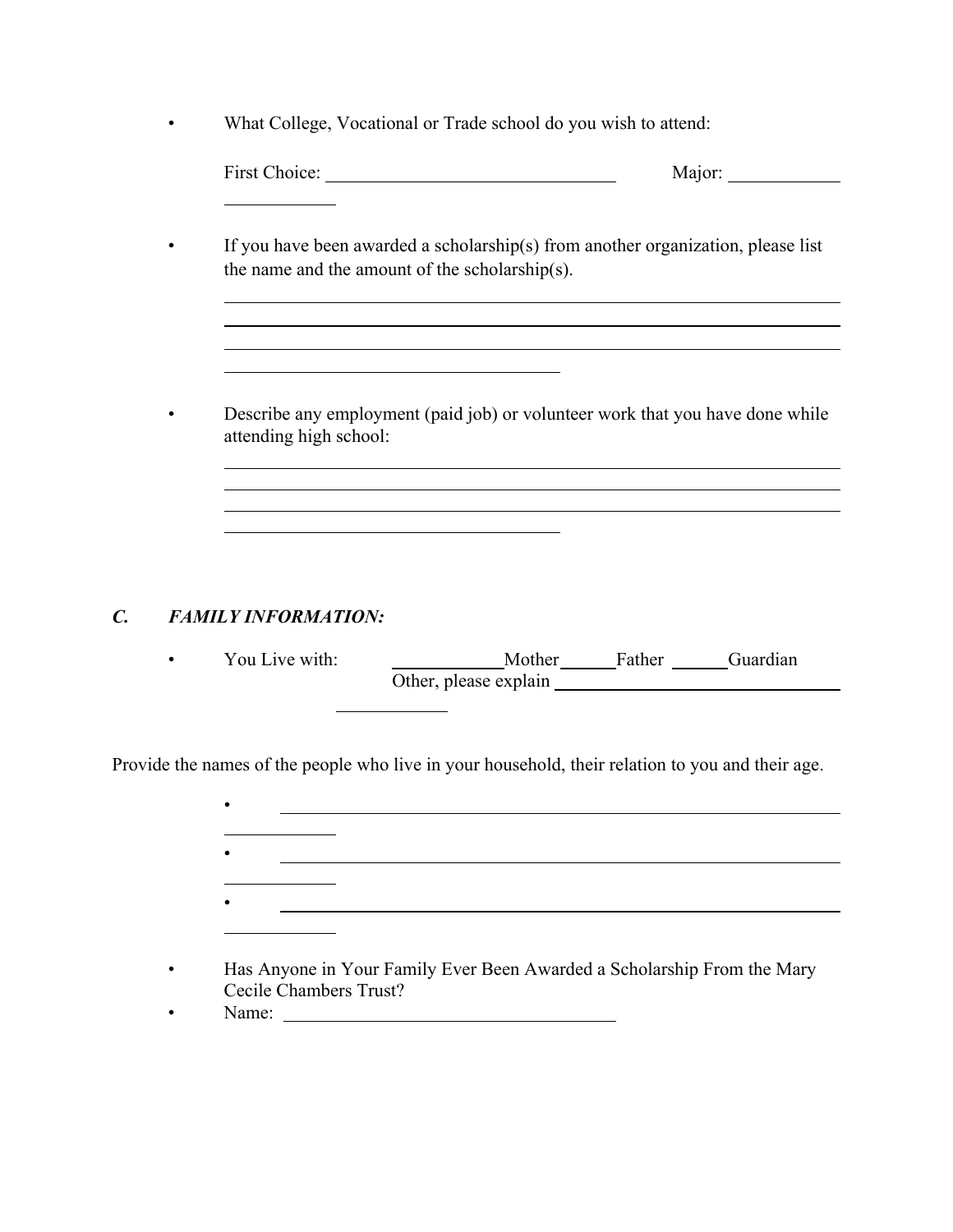- What College, Vocational or Trade school do you wish to attend:

  First Choice: ______________________________ Major: ____________ ____________

- If you have been awarded a scholarship(s) from another organization, please list the name and the amount of the scholarship(s).

  ________________________________________________________________
  ________________________________________________________________
  ________________________________________________________________
  ____________________________________

- Describe any employment (paid job) or volunteer work that you have done while attending high school:

  ________________________________________________________________
  ________________________________________________________________
  ________________________________________________________________
  ____________________________________

## *C. FAMILY INFORMATION:*

- You Live with: ____________Mother______Father ______Guardian
  Other, please explain ______________________________ ____________

Provide the names of the people who live in your household, their relation to you and their age.

- ____________________________________________________________ ____________
- ____________________________________________________________ ____________
- ____________________________________________________________ ____________

- Has Anyone in Your Family Ever Been Awarded a Scholarship From the Mary Cecile Chambers Trust?
- Name: ____________________________________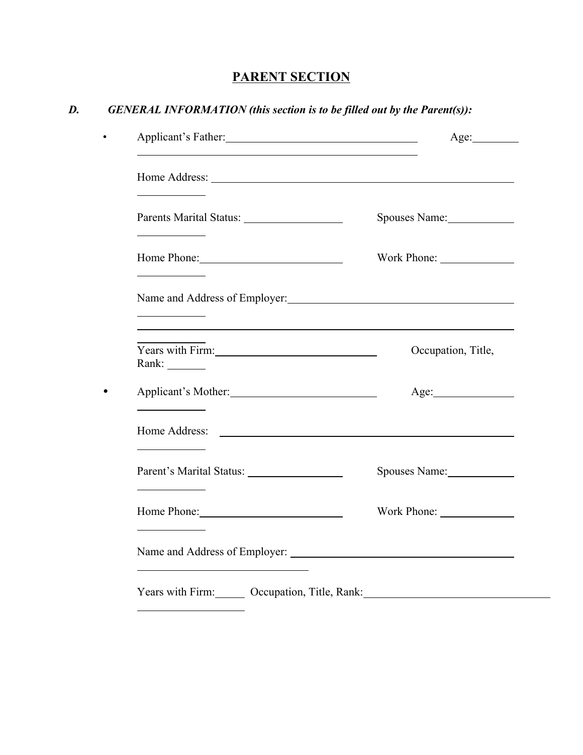# PARENT SECTION

## *D. GENERAL INFORMATION (this section is to be filled out by the Parent(s)):*

- Applicant's Father:\_\_\_\_\_\_\_\_\_\_\_\_\_\_\_\_\_\_\_\_\_\_\_\_\_\_\_\_\_\_\_\_\_\_ Age:\_\_\_\_\_\_\_\_

  \_\_\_\_\_\_\_\_\_\_\_\_\_\_\_\_\_\_\_\_\_\_\_\_\_\_\_\_\_\_\_\_\_\_\_\_\_\_\_\_\_\_\_\_\_\_\_\_\_\_\_\_

  Home Address: \_\_\_\_\_\_\_\_\_\_\_\_\_\_\_\_\_\_\_\_\_\_\_\_\_\_\_\_\_\_\_\_\_\_\_\_\_\_\_\_\_\_\_\_\_\_\_\_\_\_\_\_\_\_
  \_\_\_\_\_\_\_\_\_\_\_\_

  Parents Marital Status: \_\_\_\_\_\_\_\_\_\_\_\_\_\_\_\_\_ Spouses Name:\_\_\_\_\_\_\_\_\_\_\_\_
  \_\_\_\_\_\_\_\_\_\_\_\_

  Home Phone:\_\_\_\_\_\_\_\_\_\_\_\_\_\_\_\_\_\_\_\_\_\_\_\_\_ Work Phone: \_\_\_\_\_\_\_\_\_\_\_\_\_
  \_\_\_\_\_\_\_\_\_\_\_\_

  Name and Address of Employer:\_\_\_\_\_\_\_\_\_\_\_\_\_\_\_\_\_\_\_\_\_\_\_\_\_\_\_\_\_\_\_\_\_\_\_\_\_\_\_\_
  \_\_\_\_\_\_\_\_\_\_\_\_

  \_\_\_\_\_\_\_\_\_\_\_\_\_\_\_\_\_\_\_\_\_\_\_\_\_\_\_\_\_\_\_\_\_\_\_\_\_\_\_\_\_\_\_\_\_\_\_\_\_\_\_\_\_\_\_\_\_\_\_\_\_\_\_\_\_\_\_\_\_\_

  Years with Firm:\_\_\_\_\_\_\_\_\_\_\_\_\_\_\_\_\_\_\_\_\_\_\_\_\_\_\_\_\_\_\_ Occupation, Title, Rank: \_\_\_\_\_\_\_

- Applicant's Mother:\_\_\_\_\_\_\_\_\_\_\_\_\_\_\_\_\_\_\_\_\_\_\_\_\_\_ Age:\_\_\_\_\_\_\_\_\_\_\_\_\_\_\_
  \_\_\_\_\_\_\_\_\_\_\_\_

  Home Address: \_\_\_\_\_\_\_\_\_\_\_\_\_\_\_\_\_\_\_\_\_\_\_\_\_\_\_\_\_\_\_\_\_\_\_\_\_\_\_\_\_\_\_\_\_\_\_\_\_\_\_\_\_\_
  \_\_\_\_\_\_\_\_\_\_\_\_

  Parent's Marital Status: \_\_\_\_\_\_\_\_\_\_\_\_\_\_\_\_\_ Spouses Name:\_\_\_\_\_\_\_\_\_\_\_\_
  \_\_\_\_\_\_\_\_\_\_\_\_

  Home Phone:\_\_\_\_\_\_\_\_\_\_\_\_\_\_\_\_\_\_\_\_\_\_\_\_\_\_\_\_ Work Phone: \_\_\_\_\_\_\_\_\_\_\_\_\_
  \_\_\_\_\_\_\_\_\_\_\_\_

  Name and Address of Employer: \_\_\_\_\_\_\_\_\_\_\_\_\_\_\_\_\_\_\_\_\_\_\_\_\_\_\_\_\_\_\_\_\_\_\_\_\_\_\_\_
  \_\_\_\_\_\_\_\_\_\_\_\_\_\_\_\_\_\_\_\_\_\_\_\_\_\_\_\_\_\_\_

  Years with Firm:\_\_\_\_\_ Occupation, Title, Rank:\_\_\_\_\_\_\_\_\_\_\_\_\_\_\_\_\_\_\_\_\_\_\_\_\_\_\_\_\_\_\_\_\_
  \_\_\_\_\_\_\_\_\_\_\_\_\_\_\_\_\_\_\_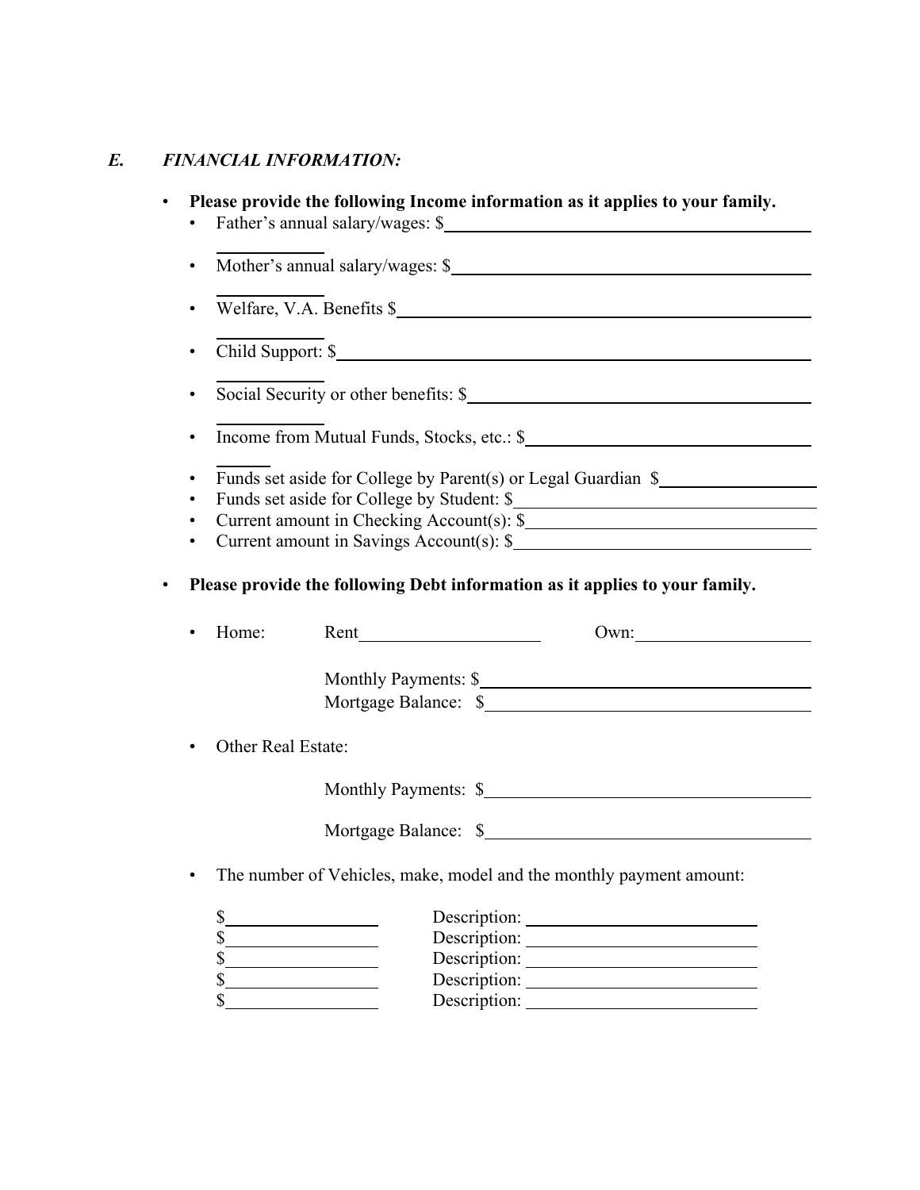## *E. FINANCIAL INFORMATION:*

- **Please provide the following Income information as it applies to your family.**
  - Father's annual salary/wages: $\_\_\_\_\_\_\_\_\_\_\_\_\_\_\_\_\_\_\_\_
  - Mother's annual salary/wages: $\_\_\_\_\_\_\_\_\_\_\_\_\_\_\_\_\_\_\_\_
  - Welfare, V.A. Benefits $\_\_\_\_\_\_\_\_\_\_\_\_\_\_\_\_\_\_\_\_
  - Child Support: $\_\_\_\_\_\_\_\_\_\_\_\_\_\_\_\_\_\_\_\_
  - Social Security or other benefits: $\_\_\_\_\_\_\_\_\_\_\_\_\_\_\_\_\_\_\_\_
  - Income from Mutual Funds, Stocks, etc.: $\_\_\_\_\_\_\_\_\_\_\_\_\_\_\_\_\_\_\_\_
  - Funds set aside for College by Parent(s) or Legal Guardian $\_\_\_\_\_\_\_\_\_\_\_\_\_\_\_\_\_\_\_\_
  - Funds set aside for College by Student: $\_\_\_\_\_\_\_\_\_\_\_\_\_\_\_\_\_\_\_\_
  - Current amount in Checking Account(s): $\_\_\_\_\_\_\_\_\_\_\_\_\_\_\_\_\_\_\_\_
  - Current amount in Savings Account(s): $\_\_\_\_\_\_\_\_\_\_\_\_\_\_\_\_\_\_\_\_

- **Please provide the following Debt information as it applies to your family.**
  - Home: Rent\_\_\_\_\_\_\_\_\_\_\_\_\_\_\_\_\_\_\_\_ Own:\_\_\_\_\_\_\_\_\_\_\_\_\_\_\_\_\_\_\_\_

    Monthly Payments: $\_\_\_\_\_\_\_\_\_\_\_\_\_\_\_\_\_\_\_\_

    Mortgage Balance: $\_\_\_\_\_\_\_\_\_\_\_\_\_\_\_\_\_\_\_\_
  - Other Real Estate:

    Monthly Payments: $\_\_\_\_\_\_\_\_\_\_\_\_\_\_\_\_\_\_\_\_

    Mortgage Balance: $\_\_\_\_\_\_\_\_\_\_\_\_\_\_\_\_\_\_\_\_
  - The number of Vehicles, make, model and the monthly payment amount:

    $\_\_\_\_\_\_\_\_\_\_\_\_\_\_\_\_\_\_\_\_ Description: \_\_\_\_\_\_\_\_\_\_\_\_\_\_\_\_\_\_\_\_

    $\_\_\_\_\_\_\_\_\_\_\_\_\_\_\_\_\_\_\_\_ Description: \_\_\_\_\_\_\_\_\_\_\_\_\_\_\_\_\_\_\_\_

    $\_\_\_\_\_\_\_\_\_\_\_\_\_\_\_\_\_\_\_\_ Description: \_\_\_\_\_\_\_\_\_\_\_\_\_\_\_\_\_\_\_\_

    $\_\_\_\_\_\_\_\_\_\_\_\_\_\_\_\_\_\_\_\_ Description: \_\_\_\_\_\_\_\_\_\_\_\_\_\_\_\_\_\_\_\_

    $\_\_\_\_\_\_\_\_\_\_\_\_\_\_\_\_\_\_\_\_ Description: \_\_\_\_\_\_\_\_\_\_\_\_\_\_\_\_\_\_\_\_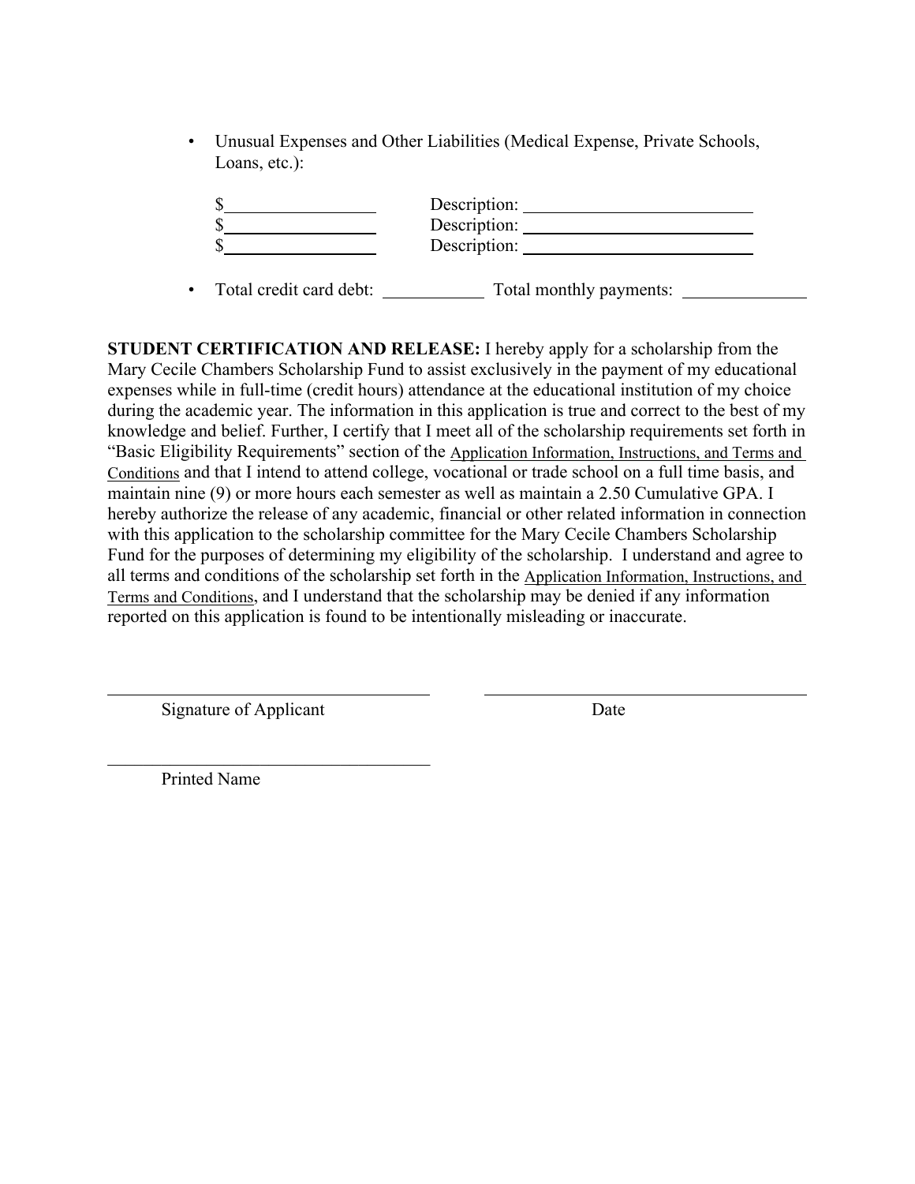- Unusual Expenses and Other Liabilities (Medical Expense, Private Schools, Loans, etc.):

  $\_\_\_\_\_\_\_\_\_\_\_\_\_\_\_\_ Description: \_\_\_\_\_\_\_\_\_\_\_\_\_\_\_\_\_\_\_\_\_\_\_\_\_\_
  $\_\_\_\_\_\_\_\_\_\_\_\_\_\_\_\_ Description: \_\_\_\_\_\_\_\_\_\_\_\_\_\_\_\_\_\_\_\_\_\_\_\_\_\_
  $\_\_\_\_\_\_\_\_\_\_\_\_\_\_\_\_ Description: \_\_\_\_\_\_\_\_\_\_\_\_\_\_\_\_\_\_\_\_\_\_\_\_\_\_

- Total credit card debt: \_\_\_\_\_\_\_\_\_\_\_\_ Total monthly payments: \_\_\_\_\_\_\_\_\_\_\_\_\_\_

**STUDENT CERTIFICATION AND RELEASE:** I hereby apply for a scholarship from the Mary Cecile Chambers Scholarship Fund to assist exclusively in the payment of my educational expenses while in full-time (credit hours) attendance at the educational institution of my choice during the academic year. The information in this application is true and correct to the best of my knowledge and belief. Further, I certify that I meet all of the scholarship requirements set forth in "Basic Eligibility Requirements" section of the Application Information, Instructions, and Terms and Conditions and that I intend to attend college, vocational or trade school on a full time basis, and maintain nine (9) or more hours each semester as well as maintain a 2.50 Cumulative GPA. I hereby authorize the release of any academic, financial or other related information in connection with this application to the scholarship committee for the Mary Cecile Chambers Scholarship Fund for the purposes of determining my eligibility of the scholarship. I understand and agree to all terms and conditions of the scholarship set forth in the Application Information, Instructions, and Terms and Conditions, and I understand that the scholarship may be denied if any information reported on this application is found to be intentionally misleading or inaccurate.

\_\_\_\_\_\_\_\_\_\_\_\_\_\_\_\_\_\_\_\_\_\_\_\_\_\_\_\_\_\_\_\_\_\_\_\_ \_\_\_\_\_\_\_\_\_\_\_\_\_\_\_\_\_\_\_\_\_\_\_\_\_\_\_\_\_\_\_\_\_\_\_\_
Signature of Applicant Date

\_\_\_\_\_\_\_\_\_\_\_\_\_\_\_\_\_\_\_\_\_\_\_\_\_\_\_\_\_\_\_\_\_\_\_\_
Printed Name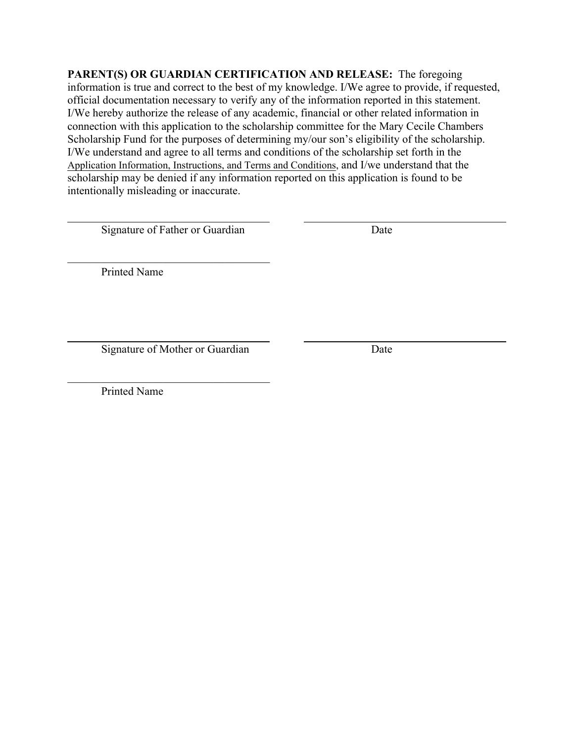**PARENT(S) OR GUARDIAN CERTIFICATION AND RELEASE:** The foregoing information is true and correct to the best of my knowledge. I/We agree to provide, if requested, official documentation necessary to verify any of the information reported in this statement. I/We hereby authorize the release of any academic, financial or other related information in connection with this application to the scholarship committee for the Mary Cecile Chambers Scholarship Fund for the purposes of determining my/our son's eligibility of the scholarship. I/We understand and agree to all terms and conditions of the scholarship set forth in the Application Information, Instructions, and Terms and Conditions, and I/we understand that the scholarship may be denied if any information reported on this application is found to be intentionally misleading or inaccurate.

\_\_\_\_\_\_\_\_\_\_\_\_\_\_\_\_\_\_\_\_\_\_\_\_\_\_\_\_\_\_\_\_\_\_\_\_ \_\_\_\_\_\_\_\_\_\_\_\_\_\_\_\_\_\_\_\_\_\_\_\_\_\_\_\_\_\_\_\_\_\_\_\_

Signature of Father or Guardian Date

\_\_\_\_\_\_\_\_\_\_\_\_\_\_\_\_\_\_\_\_\_\_\_\_\_\_\_\_\_\_\_\_\_\_\_\_

Printed Name

\_\_\_\_\_\_\_\_\_\_\_\_\_\_\_\_\_\_\_\_\_\_\_\_\_\_\_\_\_\_\_\_\_\_\_\_ \_\_\_\_\_\_\_\_\_\_\_\_\_\_\_\_\_\_\_\_\_\_\_\_\_\_\_\_\_\_\_\_\_\_\_\_

Signature of Mother or Guardian Date

\_\_\_\_\_\_\_\_\_\_\_\_\_\_\_\_\_\_\_\_\_\_\_\_\_\_\_\_\_\_\_\_\_\_\_\_

Printed Name